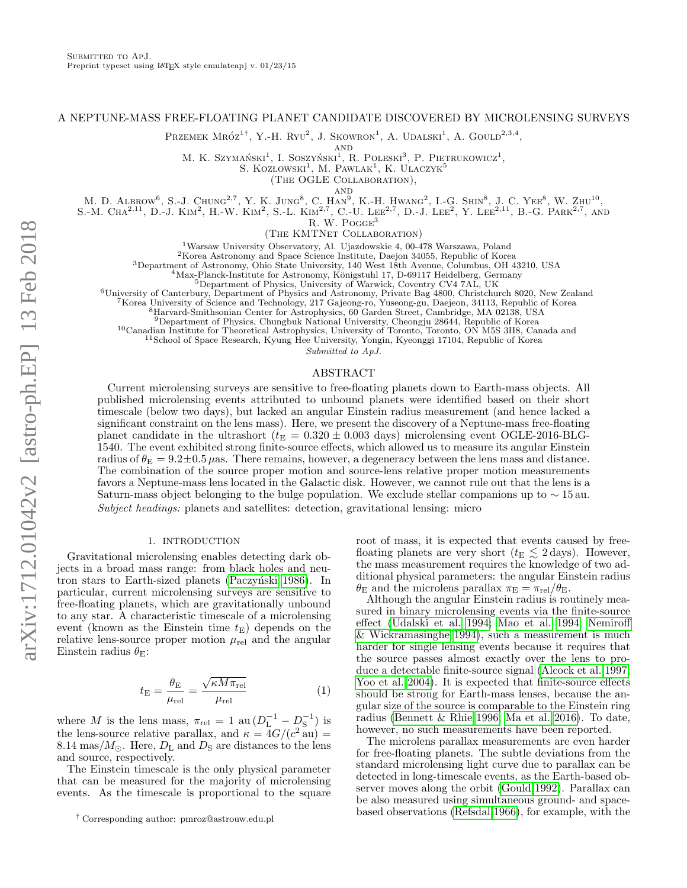# A NEPTUNE-MASS FREE-FLOATING PLANET CANDIDATE DISCOVERED BY MICROLENSING SURVEYS

Przemek Mróz[1†], Y.-H. Ryu[2], J. Skowron[1], A. Udalski[1], A. Gould[2,3,4],

AND

M. K. Szymański[1], I. Soszyński[1], R. Poleski[3], P. Pietrukowicz[1],
S. Kozłowski[1], M. Pawlak[1], K. Ulaczyk[5]
(The OGLE Collaboration),

AND

M. D. Albrow[6], S.-J. Chung[2,7], Y. K. Jung[8], C. Han[9], K.-H. Hwang[2], I.-G. Shin[8], J. C. Yee[8], W. Zhu[10],
S.-M. Cha[2,11], D.-J. Kim[2], H.-W. Kim[2], S.-L. Kim[2,7], C.-U. Lee[2,7], D.-J. Lee[2], Y. Lee[2,11], B.-G. Park[2,7], AND
R. W. Pogge[3]
(The KMTNet Collaboration)

[1]Warsaw University Observatory, Al. Ujazdowskie 4, 00-478 Warszawa, Poland
[2]Korea Astronomy and Space Science Institute, Daejon 34055, Republic of Korea
[3]Department of Astronomy, Ohio State University, 140 West 18th Avenue, Columbus, OH 43210, USA
[4]Max-Planck-Institute for Astronomy, Königstuhl 17, D-69117 Heidelberg, Germany
[5]Department of Physics, University of Warwick, Coventry CV4 7AL, UK
[6]University of Canterbury, Department of Physics and Astronomy, Private Bag 4800, Christchurch 8020, New Zealand
[7]Korea University of Science and Technology, 217 Gajeong-ro, Yuseong-gu, Daejeon, 34113, Republic of Korea
[8]Harvard-Smithsonian Center for Astrophysics, 60 Garden Street, Cambridge, MA 02138, USA
[9]Department of Physics, Chungbuk National University, Cheongju 28644, Republic of Korea
[10]Canadian Institute for Theoretical Astrophysics, University of Toronto, Toronto, ON M5S 3H8, Canada and
[11]School of Space Research, Kyung Hee University, Yongin, Kyeonggi 17104, Republic of Korea

*Submitted to ApJ.*

## ABSTRACT

Current microlensing surveys are sensitive to free-floating planets down to Earth-mass objects. All published microlensing events attributed to unbound planets were identified based on their short timescale (below two days), but lacked an angular Einstein radius measurement (and hence lacked a significant constraint on the lens mass). Here, we present the discovery of a Neptune-mass free-floating planet candidate in the ultrashort ($t_{\rm E} = 0.320 \pm 0.003$ days) microlensing event OGLE-2016-BLG-1540. The event exhibited strong finite-source effects, which allowed us to measure its angular Einstein radius of $\theta_{\rm E} = 9.2 \pm 0.5\,\mu$as. There remains, however, a degeneracy between the lens mass and distance. The combination of the source proper motion and source-lens relative proper motion measurements favors a Neptune-mass lens located in the Galactic disk. However, we cannot rule out that the lens is a Saturn-mass object belonging to the bulge population. We exclude stellar companions up to $\sim 15$ au.

*Subject headings:* planets and satellites: detection, gravitational lensing: micro

## 1. INTRODUCTION

Gravitational microlensing enables detecting dark objects in a broad mass range: from black holes and neutron stars to Earth-sized planets (Paczyński 1986). In particular, current microlensing surveys are sensitive to free-floating planets, which are gravitationally unbound to any star. A characteristic timescale of a microlensing event (known as the Einstein time $t_{\rm E}$) depends on the relative lens-source proper motion $\mu_{\rm rel}$ and the angular Einstein radius $\theta_{\rm E}$:

$$t_{\rm E} = \frac{\theta_{\rm E}}{\mu_{\rm rel}} = \frac{\sqrt{\kappa M \pi_{\rm rel}}}{\mu_{\rm rel}} \tag{1}$$

where $M$ is the lens mass, $\pi_{\rm rel} = 1$ au $(D_{\rm L}^{-1} - D_{\rm S}^{-1})$ is the lens-source relative parallax, and $\kappa = 4G/(c^2\,{\rm au}) = 8.14\,{\rm mas}/M_{\odot}$. Here, $D_{\rm L}$ and $D_{\rm S}$ are distances to the lens and source, respectively.

The Einstein timescale is the only physical parameter that can be measured for the majority of microlensing events. As the timescale is proportional to the square root of mass, it is expected that events caused by free-floating planets are very short ($t_{\rm E} \lesssim 2$ days). However, the mass measurement requires the knowledge of two additional physical parameters: the angular Einstein radius $\theta_{\rm E}$ and the microlens parallax $\pi_{\rm E} = \pi_{\rm rel}/\theta_{\rm E}$.

Although the angular Einstein radius is routinely measured in binary microlensing events via the finite-source effect (Udalski et al. 1994; Mao et al. 1994; Nemiroff & Wickramasinghe 1994), such a measurement is much harder for single lensing events because it requires that the source passes almost exactly over the lens to produce a detectable finite-source signal (Alcock et al. 1997; Yoo et al. 2004). It is expected that finite-source effects should be strong for Earth-mass lenses, because the angular size of the source is comparable to the Einstein ring radius (Bennett & Rhie 1996; Ma et al. 2016). To date, however, no such measurements have been reported.

The microlens parallax measurements are even harder for free-floating planets. The subtle deviations from the standard microlensing light curve due to parallax can be detected in long-timescale events, as the Earth-based observer moves along the orbit (Gould 1992). Parallax can be also measured using simultaneous ground- and space-based observations (Refsdal 1966), for example, with the

† Corresponding author: pmroz@astrouw.edu.pl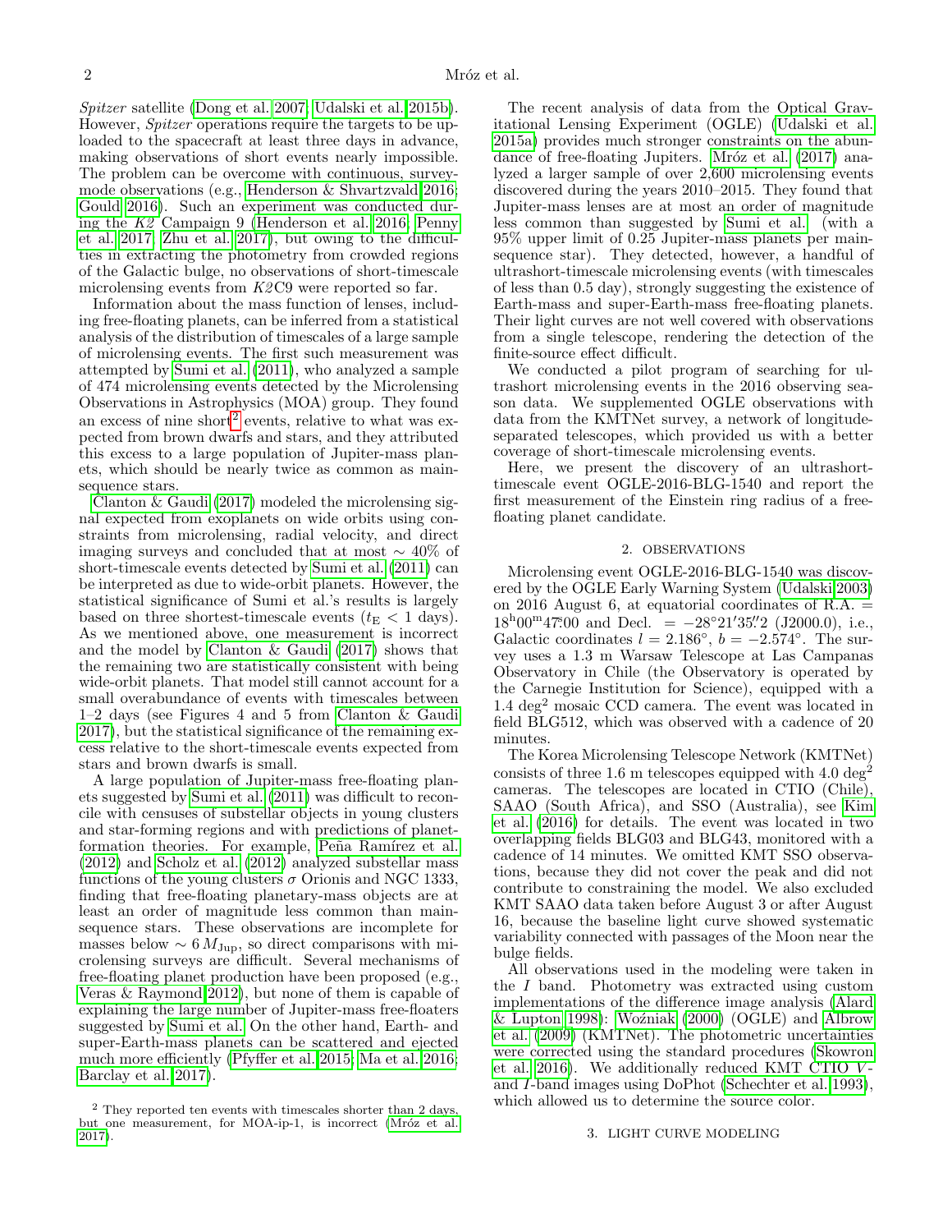*Spitzer* satellite (Dong et al. 2007; Udalski et al. 2015b). However, *Spitzer* operations require the targets to be uploaded to the spacecraft at least three days in advance, making observations of short events nearly impossible. The problem can be overcome with continuous, survey-mode observations (e.g., Henderson & Shvartzvald 2016; Gould 2016). Such an experiment was conducted during the *K2* Campaign 9 (Henderson et al. 2016; Penny et al. 2017; Zhu et al. 2017), but owing to the difficulties in extracting the photometry from crowded regions of the Galactic bulge, no observations of short-timescale microlensing events from *K2*C9 were reported so far.

Information about the mass function of lenses, including free-floating planets, can be inferred from a statistical analysis of the distribution of timescales of a large sample of microlensing events. The first such measurement was attempted by Sumi et al. (2011), who analyzed a sample of 474 microlensing events detected by the Microlensing Observations in Astrophysics (MOA) group. They found an excess of nine short[2] events, relative to what was expected from brown dwarfs and stars, and they attributed this excess to a large population of Jupiter-mass planets, which should be nearly twice as common as main-sequence stars.

Clanton & Gaudi (2017) modeled the microlensing signal expected from exoplanets on wide orbits using constraints from microlensing, radial velocity, and direct imaging surveys and concluded that at most $\sim 40\%$ of short-timescale events detected by Sumi et al. (2011) can be interpreted as due to wide-orbit planets. However, the statistical significance of Sumi et al.'s results is largely based on three shortest-timescale events ($t_{\rm E} < 1$ days). As we mentioned above, one measurement is incorrect and the model by Clanton & Gaudi (2017) shows that the remaining two are statistically consistent with being wide-orbit planets. That model still cannot account for a small overabundance of events with timescales between 1–2 days (see Figures 4 and 5 from Clanton & Gaudi 2017), but the statistical significance of the remaining excess relative to the short-timescale events expected from stars and brown dwarfs is small.

A large population of Jupiter-mass free-floating planets suggested by Sumi et al. (2011) was difficult to reconcile with censuses of substellar objects in young clusters and star-forming regions and with predictions of planet-formation theories. For example, Peña Ramírez et al. (2012) and Scholz et al. (2012) analyzed substellar mass functions of the young clusters $\sigma$ Orionis and NGC 1333, finding that free-floating planetary-mass objects are at least an order of magnitude less common than main-sequence stars. These observations are incomplete for masses below $\sim 6\,M_{\rm Jup}$, so direct comparisons with microlensing surveys are difficult. Several mechanisms of free-floating planet production have been proposed (e.g., Veras & Raymond 2012), but none of them is capable of explaining the large number of Jupiter-mass free-floaters suggested by Sumi et al. On the other hand, Earth- and super-Earth-mass planets can be scattered and ejected much more efficiently (Pfyffer et al. 2015; Ma et al. 2016; Barclay et al. 2017).

[2] They reported ten events with timescales shorter than 2 days, but one measurement, for MOA-ip-1, is incorrect (Mróz et al. 2017).

The recent analysis of data from the Optical Gravitational Lensing Experiment (OGLE) (Udalski et al. 2015a) provides much stronger constraints on the abundance of free-floating Jupiters. Mróz et al. (2017) analyzed a larger sample of over 2,600 microlensing events discovered during the years 2010–2015. They found that Jupiter-mass lenses are at most an order of magnitude less common than suggested by Sumi et al. (with a 95% upper limit of 0.25 Jupiter-mass planets per main-sequence star). They detected, however, a handful of ultrashort-timescale microlensing events (with timescales of less than 0.5 day), strongly suggesting the existence of Earth-mass and super-Earth-mass free-floating planets. Their light curves are not well covered with observations from a single telescope, rendering the detection of the finite-source effect difficult.

We conducted a pilot program of searching for ultrashort microlensing events in the 2016 observing season data. We supplemented OGLE observations with data from the KMTNet survey, a network of longitude-separated telescopes, which provided us with a better coverage of short-timescale microlensing events.

Here, we present the discovery of an ultrashort-timescale event OGLE-2016-BLG-1540 and report the first measurement of the Einstein ring radius of a free-floating planet candidate.

## 2. OBSERVATIONS

Microlensing event OGLE-2016-BLG-1540 was discovered by the OGLE Early Warning System (Udalski 2003) on 2016 August 6, at equatorial coordinates of R.A. = $18^{\rm h}00^{\rm m}47\overset{\rm s}{.}00$ and Decl. = $-28^{\circ}21'35\overset{''}{.}2$ (J2000.0), i.e., Galactic coordinates $l = 2.186^{\circ}$, $b = -2.574^{\circ}$. The survey uses a 1.3 m Warsaw Telescope at Las Campanas Observatory in Chile (the Observatory is operated by the Carnegie Institution for Science), equipped with a 1.4 deg$^2$ mosaic CCD camera. The event was located in field BLG512, which was observed with a cadence of 20 minutes.

The Korea Microlensing Telescope Network (KMTNet) consists of three 1.6 m telescopes equipped with 4.0 deg$^2$ cameras. The telescopes are located in CTIO (Chile), SAAO (South Africa), and SSO (Australia), see Kim et al. (2016) for details. The event was located in two overlapping fields BLG03 and BLG43, monitored with a cadence of 14 minutes. We omitted KMT SSO observations, because they did not cover the peak and did not contribute to constraining the model. We also excluded KMT SAAO data taken before August 3 or after August 16, because the baseline light curve showed systematic variability connected with passages of the Moon near the bulge fields.

All observations used in the modeling were taken in the $I$ band. Photometry was extracted using custom implementations of the difference image analysis (Alard & Lupton 1998): Woźniak (2000) (OGLE) and Albrow et al. (2009) (KMTNet). The photometric uncertainties were corrected using the standard procedures (Skowron et al. 2016). We additionally reduced KMT CTIO $V$- and $I$-band images using DoPhot (Schechter et al. 1993), which allowed us to determine the source color.

## 3. LIGHT CURVE MODELING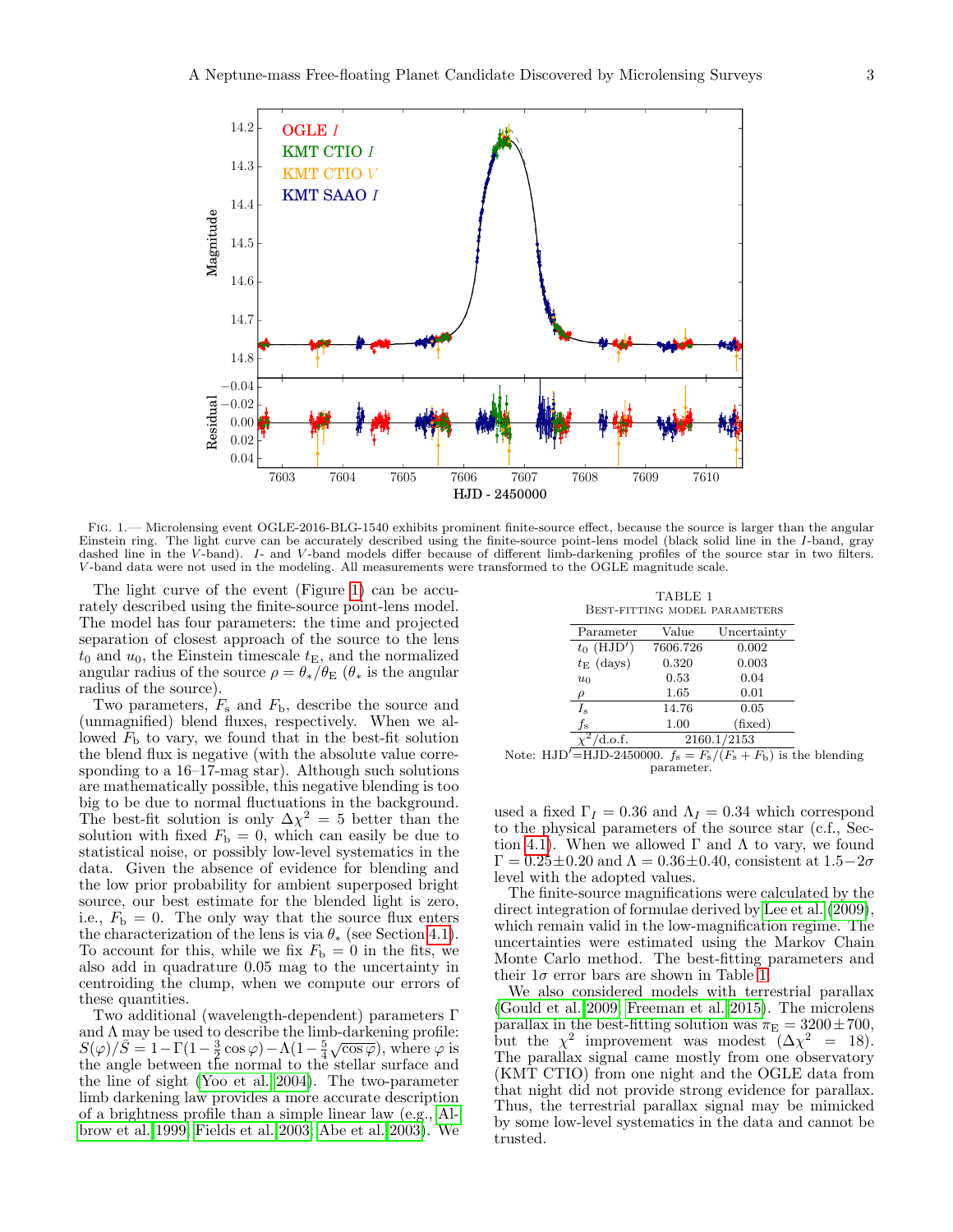Fig. 1.— Microlensing event OGLE-2016-BLG-1540 exhibits prominent finite-source effect, because the source is larger than the angular Einstein ring. The light curve can be accurately described using the finite-source point-lens model (black solid line in the $I$-band, gray dashed line in the $V$-band). $I$- and $V$-band models differ because of different limb-darkening profiles of the source star in two filters. $V$-band data were not used in the modeling. All measurements were transformed to the OGLE magnitude scale.

The light curve of the event (Figure 1) can be accurately described using the finite-source point-lens model. The model has four parameters: the time and projected separation of closest approach of the source to the lens $t_0$ and $u_0$, the Einstein timescale $t_{\rm E}$, and the normalized angular radius of the source $\rho = \theta_*/\theta_{\rm E}$ ($\theta_*$ is the angular radius of the source).

Two parameters, $F_{\rm s}$ and $F_{\rm b}$, describe the source and (unmagnified) blend fluxes, respectively. When we allowed $F_{\rm b}$ to vary, we found that in the best-fit solution the blend flux is negative (with the absolute value corresponding to a 16–17-mag star). Although such solutions are mathematically possible, this negative blending is too big to be due to normal fluctuations in the background. The best-fit solution is only $\Delta\chi^2 = 5$ better than the solution with fixed $F_{\rm b} = 0$, which can easily be due to statistical noise, or possibly low-level systematics in the data. Given the absence of evidence for blending and the low prior probability for ambient superposed bright source, our best estimate for the blended light is zero, i.e., $F_{\rm b} = 0$. The only way that the source flux enters the characterization of the lens is via $\theta_*$ (see Section 4.1). To account for this, while we fix $F_{\rm b} = 0$ in the fits, we also add in quadrature 0.05 mag to the uncertainty in centroiding the clump, when we compute our errors of these quantities.

Two additional (wavelength-dependent) parameters $\Gamma$ and $\Lambda$ may be used to describe the limb-darkening profile: $S(\varphi)/\bar{S} = 1-\Gamma(1-\frac{3}{2}\cos\varphi)-\Lambda(1-\frac{5}{4}\sqrt{\cos\varphi})$, where $\varphi$ is the angle between the normal to the stellar surface and the line of sight (Yoo et al. 2004). The two-parameter limb darkening law provides a more accurate description of a brightness profile than a simple linear law (e.g., Albrow et al. 1999; Fields et al. 2003; Abe et al. 2003). We used a fixed $\Gamma_I = 0.36$ and $\Lambda_I = 0.34$ which correspond to the physical parameters of the source star (c.f., Section 4.1). When we allowed $\Gamma$ and $\Lambda$ to vary, we found $\Gamma = 0.25\pm0.20$ and $\Lambda = 0.36\pm0.40$, consistent at $1.5-2\sigma$ level with the adopted values.

TABLE 1
Best-fitting model parameters

| Parameter | Value | Uncertainty |
|---|---|---|
| $t_0$ (HJD′) | 7606.726 | 0.002 |
| $t_{\rm E}$ (days) | 0.320 | 0.003 |
| $u_0$ | 0.53 | 0.04 |
| $\rho$ | 1.65 | 0.01 |
| $I_{\rm s}$ | 14.76 | 0.05 |
| $f_{\rm s}$ | 1.00 | (fixed) |
| $\chi^2$/d.o.f. | 2160.1/2153 | |

Note: HJD′=HJD-2450000. $f_{\rm s} = F_{\rm s}/(F_{\rm s}+F_{\rm b})$ is the blending parameter.

The finite-source magnifications were calculated by the direct integration of formulae derived by Lee et al. (2009), which remain valid in the low-magnification regime. The uncertainties were estimated using the Markov Chain Monte Carlo method. The best-fitting parameters and their $1\sigma$ error bars are shown in Table 1.

We also considered models with terrestrial parallax (Gould et al. 2009; Freeman et al. 2015). The microlens parallax in the best-fitting solution was $\pi_{\rm E} = 3200\pm700$, but the $\chi^2$ improvement was modest ($\Delta\chi^2 = 18$). The parallax signal came mostly from one observatory (KMT CTIO) from one night and the OGLE data from that night did not provide strong evidence for parallax. Thus, the terrestrial parallax signal may be mimicked by some low-level systematics in the data and cannot be trusted.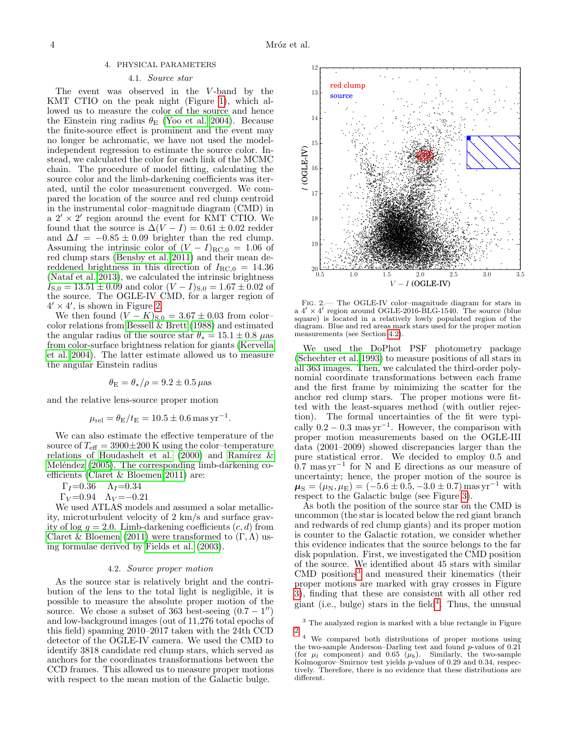## 4. PHYSICAL PARAMETERS

### 4.1. *Source star*

The event was observed in the $V$-band by the KMT CTIO on the peak night (Figure 1), which allowed us to measure the color of the source and hence the Einstein ring radius $\theta_E$ (Yoo et al. 2004). Because the finite-source effect is prominent and the event may no longer be achromatic, we have not used the model-independent regression to estimate the source color. Instead, we calculated the color for each link of the MCMC chain. The procedure of model fitting, calculating the source color and the limb-darkening coefficients was iterated, until the color measurement converged. We compared the location of the source and red clump centroid in the instrumental color–magnitude diagram (CMD) in a $2' \times 2'$ region around the event for KMT CTIO. We found that the source is $\Delta(V-I) = 0.61 \pm 0.02$ redder and $\Delta I = -0.85 \pm 0.09$ brighter than the red clump. Assuming the intrinsic color of $(V-I)_{\rm RC,0} = 1.06$ of red clump stars (Bensby et al. 2011) and their mean dereddened brightness in this direction of $I_{\rm RC,0} = 14.36$ (Nataf et al. 2013), we calculated the intrinsic brightness $I_{\rm S,0} = 13.51 \pm 0.09$ and color $(V-I)_{\rm S,0} = 1.67 \pm 0.02$ of the source. The OGLE-IV CMD, for a larger region of $4' \times 4'$, is shown in Figure 2.

We then found $(V-K)_{\rm S,0} = 3.67 \pm 0.03$ from color–color relations from Bessell & Brett (1988) and estimated the angular radius of the source star $\theta_* = 15.1 \pm 0.8\,\mu$as from color-surface brightness relation for giants (Kervella et al. 2004). The latter estimate allowed us to measure the angular Einstein radius

$$\theta_E = \theta_*/\rho = 9.2 \pm 0.5\,\mu\text{as}$$

and the relative lens-source proper motion

$$\mu_{\rm rel} = \theta_E/t_E = 10.5 \pm 0.6\,\text{mas}\,\text{yr}^{-1}.$$

We can also estimate the effective temperature of the source of $T_{\rm eff} = 3900 \pm 200$ K using the color–temperature relations of Houdashelt et al. (2000) and Ramírez & Meléndez (2005). The corresponding limb-darkening coefficients (Claret & Bloemen 2011) are:

$\Gamma_I$=0.36 $\Lambda_I$=0.34

$\Gamma_V$=0.94 $\Lambda_V$=−0.21

We used ATLAS models and assumed a solar metallicity, microturbulent velocity of 2 km/s and surface gravity of $\log g = 2.0$. Limb-darkening coefficients $(c, d)$ from Claret & Bloemen (2011) were transformed to $(\Gamma, \Lambda)$ using formulae derived by Fields et al. (2003).

### 4.2. *Source proper motion*

As the source star is relatively bright and the contribution of the lens to the total light is negligible, it is possible to measure the absolute proper motion of the source. We chose a subset of 363 best-seeing ($0.7 - 1''$) and low-background images (out of 11,276 total epochs of this field) spanning 2010–2017 taken with the 24th CCD detector of the OGLE-IV camera. We used the CMD to identify 3818 candidate red clump stars, which served as anchors for the coordinates transformations between the CCD frames. This allowed us to measure proper motions with respect to the mean motion of the Galactic bulge.

Fig. 2.— The OGLE-IV color–magnitude diagram for stars in a $4' \times 4'$ region around OGLE-2016-BLG-1540. The source (blue square) is located in a relatively lowly populated region of the diagram. Blue and red areas mark stars used for the proper motion measurements (see Section 4.2).

We used the DoPhot PSF photometry package (Schechter et al. 1993) to measure positions of all stars in all 363 images. Then, we calculated the third-order polynomial coordinate transformations between each frame and the first frame by minimizing the scatter for the anchor red clump stars. The proper motions were fitted with the least-squares method (with outlier rejection). The formal uncertainties of the fit were typically $0.2 - 0.3$ mas yr$^{-1}$. However, the comparison with proper motion measurements based on the OGLE-III data (2001–2009) showed discrepancies larger than the pure statistical error. We decided to employ 0.5 and 0.7 mas yr$^{-1}$ for N and E directions as our measure of uncertainty; hence, the proper motion of the source is $\boldsymbol{\mu}_{\rm S} = (\mu_{\rm N}, \mu_{\rm E}) = (-5.6 \pm 0.5, -3.0 \pm 0.7)$ mas yr$^{-1}$ with respect to the Galactic bulge (see Figure 3).

As both the position of the source star on the CMD is uncommon (the star is located below the red giant branch and redwards of red clump giants) and its proper motion is counter to the Galactic rotation, we consider whether this evidence indicates that the source belongs to the far disk population. First, we investigated the CMD position of the source. We identified about 45 stars with similar CMD positions[3] and measured their kinematics (their proper motions are marked with gray crosses in Figure 3), finding that these are consistent with all other red giant (i.e., bulge) stars in the field[4]. Thus, the unusual

[3] The analyzed region is marked with a blue rectangle in Figure 2.

[4] We compared both distributions of proper motions using the two-sample Anderson–Darling test and found $p$-values of 0.21 (for $\mu_l$ component) and 0.65 ($\mu_b$). Similarly, the two-sample Kolmogorov–Smirnov test yields $p$-values of 0.29 and 0.34, respectively. Therefore, there is no evidence that these distributions are different.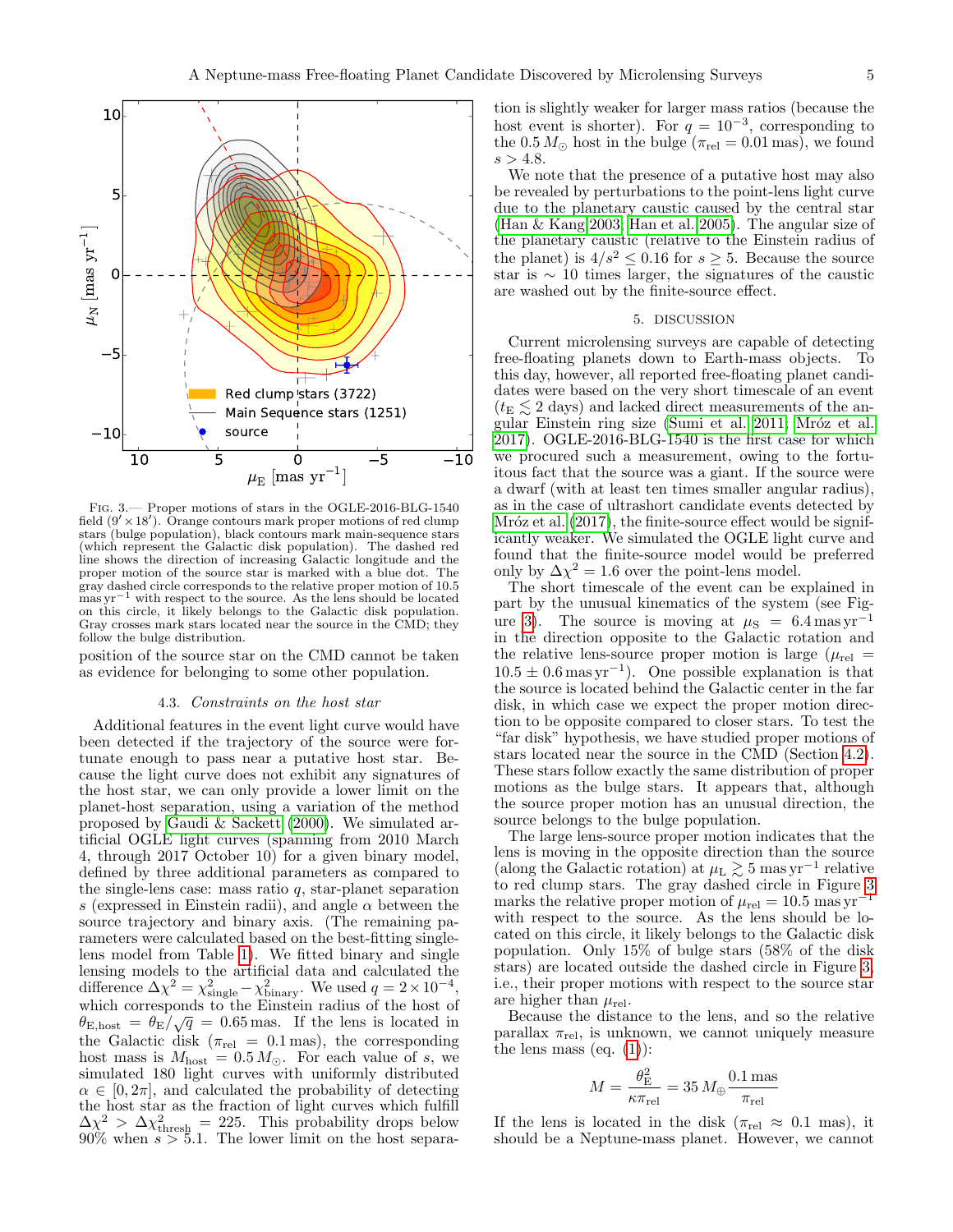FIG. 3.— Proper motions of stars in the OGLE-2016-BLG-1540 field ($9' \times 18'$). Orange contours mark proper motions of red clump stars (bulge population), black contours mark main-sequence stars (which represent the Galactic disk population). The dashed red line shows the direction of increasing Galactic longitude and the proper motion of the source star is marked with a blue dot. The gray dashed circle corresponds to the relative proper motion of 10.5 mas yr$^{-1}$ with respect to the source. As the lens should be located on this circle, it likely belongs to the Galactic disk population. Gray crosses mark stars located near the source in the CMD; they follow the bulge distribution.

position of the source star on the CMD cannot be taken as evidence for belonging to some other population.

### 4.3. *Constraints on the host star*

Additional features in the event light curve would have been detected if the trajectory of the source were fortunate enough to pass near a putative host star. Because the light curve does not exhibit any signatures of the host star, we can only provide a lower limit on the planet-host separation, using a variation of the method proposed by Gaudi & Sackett (2000). We simulated artificial OGLE light curves (spanning from 2010 March 4, through 2017 October 10) for a given binary model, defined by three additional parameters as compared to the single-lens case: mass ratio $q$, star-planet separation $s$ (expressed in Einstein radii), and angle $\alpha$ between the source trajectory and binary axis. (The remaining parameters were calculated based on the best-fitting single-lens model from Table 1). We fitted binary and single lensing models to the artificial data and calculated the difference $\Delta\chi^2 = \chi^2_{\rm single} - \chi^2_{\rm binary}$. We used $q = 2 \times 10^{-4}$, which corresponds to the Einstein radius of the host of $\theta_{\rm E,host} = \theta_{\rm E}/\sqrt{q} = 0.65$ mas. If the lens is located in the Galactic disk ($\pi_{\rm rel} = 0.1$ mas), the corresponding host mass is $M_{\rm host} = 0.5\,M_\odot$. For each value of $s$, we simulated 180 light curves with uniformly distributed $\alpha \in [0, 2\pi]$, and calculated the probability of detecting the host star as the fraction of light curves which fulfill $\Delta\chi^2 > \Delta\chi^2_{\rm thresh} = 225$. This probability drops below 90% when $s > 5.1$. The lower limit on the host separation is slightly weaker for larger mass ratios (because the host event is shorter). For $q = 10^{-3}$, corresponding to the $0.5\,M_\odot$ host in the bulge ($\pi_{\rm rel} = 0.01$ mas), we found $s > 4.8$.

We note that the presence of a putative host may also be revealed by perturbations to the point-lens light curve due to the planetary caustic caused by the central star (Han & Kang 2003; Han et al. 2005). The angular size of the planetary caustic (relative to the Einstein radius of the planet) is $4/s^2 \leq 0.16$ for $s \geq 5$. Because the source star is $\sim 10$ times larger, the signatures of the caustic are washed out by the finite-source effect.

## 5. DISCUSSION

Current microlensing surveys are capable of detecting free-floating planets down to Earth-mass objects. To this day, however, all reported free-floating planet candidates were based on the very short timescale of an event ($t_{\rm E} \lesssim 2$ days) and lacked direct measurements of the angular Einstein ring size (Sumi et al. 2011; Mróz et al. 2017). OGLE-2016-BLG-1540 is the first case for which we procured such a measurement, owing to the fortuitous fact that the source was a giant. If the source were a dwarf (with at least ten times smaller angular radius), as in the case of ultrashort candidate events detected by Mróz et al. (2017), the finite-source effect would be significantly weaker. We simulated the OGLE light curve and found that the finite-source model would be preferred only by $\Delta\chi^2 = 1.6$ over the point-lens model.

The short timescale of the event can be explained in part by the unusual kinematics of the system (see Figure 3). The source is moving at $\mu_{\rm S} = 6.4$ mas yr$^{-1}$ in the direction opposite to the Galactic rotation and the relative lens-source proper motion is large ($\mu_{\rm rel} = 10.5 \pm 0.6$ mas yr$^{-1}$). One possible explanation is that the source is located behind the Galactic center in the far disk, in which case we expect the proper motion direction to be opposite compared to closer stars. To test the "far disk" hypothesis, we have studied proper motions of stars located near the source in the CMD (Section 4.2). These stars follow exactly the same distribution of proper motions as the bulge stars. It appears that, although the source proper motion has an unusual direction, the source belongs to the bulge population.

The large lens-source proper motion indicates that the lens is moving in the opposite direction than the source (along the Galactic rotation) at $\mu_{\rm L} \gtrsim 5$ mas yr$^{-1}$ relative to red clump stars. The gray dashed circle in Figure 3 marks the relative proper motion of $\mu_{\rm rel} = 10.5$ mas yr$^{-1}$ with respect to the source. As the lens should be located on this circle, it likely belongs to the Galactic disk population. Only 15% of bulge stars (58% of the disk stars) are located outside the dashed circle in Figure 3, i.e., their proper motions with respect to the source star are higher than $\mu_{\rm rel}$.

Because the distance to the lens, and so the relative parallax $\pi_{\rm rel}$, is unknown, we cannot uniquely measure the lens mass (eq. (1)):

$$M = \frac{\theta_{\rm E}^2}{\kappa \pi_{\rm rel}} = 35\,M_\oplus \frac{0.1\,{\rm mas}}{\pi_{\rm rel}}$$

If the lens is located in the disk ($\pi_{\rm rel} \approx 0.1$ mas), it should be a Neptune-mass planet. However, we cannot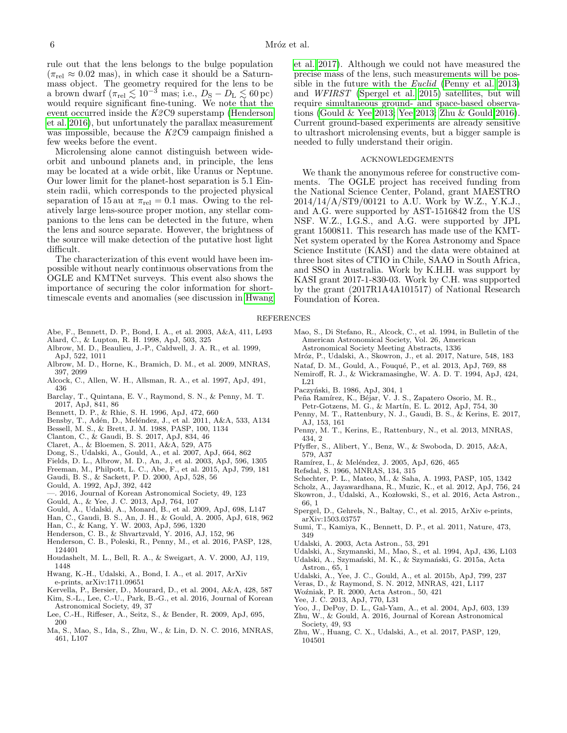rule out that the lens belongs to the bulge population ($\pi_{\rm rel} \approx 0.02$ mas), in which case it should be a Saturn-mass object. The geometry required for the lens to be a brown dwarf ($\pi_{\rm rel} \lesssim 10^{-3}$ mas; i.e., $D_{\rm S} - D_{\rm L} \lesssim 60$ pc) would require significant fine-tuning. We note that the event occurred inside the *K2*C9 superstamp (Henderson et al. 2016), but unfortunately the parallax measurement was impossible, because the *K2*C9 campaign finished a few weeks before the event.

Microlensing alone cannot distinguish between wide-orbit and unbound planets and, in principle, the lens may be located at a wide orbit, like Uranus or Neptune. Our lower limit for the planet-host separation is 5.1 Einstein radii, which corresponds to the projected physical separation of 15 au at $\pi_{\rm rel} = 0.1$ mas. Owing to the relatively large lens-source proper motion, any stellar companions to the lens can be detected in the future, when the lens and source separate. However, the brightness of the source will make detection of the putative host light difficult.

The characterization of this event would have been impossible without nearly continuous observations from the OGLE and KMTNet surveys. This event also shows the importance of securing the color information for short-timescale events and anomalies (see discussion in Hwang et al. 2017). Although we could not have measured the precise mass of the lens, such measurements will be possible in the future with the *Euclid* (Penny et al. 2013) and *WFIRST* (Spergel et al. 2015) satellites, but will require simultaneous ground- and space-based observations (Gould & Yee 2013; Yee 2013; Zhu & Gould 2016). Current ground-based experiments are already sensitive to ultrashort microlensing events, but a bigger sample is needed to fully understand their origin.

## ACKNOWLEDGEMENTS

We thank the anonymous referee for constructive comments. The OGLE project has received funding from the National Science Center, Poland, grant MAESTRO 2014/14/A/ST9/00121 to A.U. Work by W.Z., Y.K.J., and A.G. were supported by AST-1516842 from the US NSF. W.Z., I.G.S., and A.G. were supported by JPL grant 1500811. This research has made use of the KMT-Net system operated by the Korea Astronomy and Space Science Institute (KASI) and the data were obtained at three host sites of CTIO in Chile, SAAO in South Africa, and SSO in Australia. Work by K.H.H. was support by KASI grant 2017-1-830-03. Work by C.H. was supported by the grant (2017R1A4A101517) of National Research Foundation of Korea.

## REFERENCES

Abe, F., Bennett, D. P., Bond, I. A., et al. 2003, A&A, 411, L493
Alard, C., & Lupton, R. H. 1998, ApJ, 503, 325
Albrow, M. D., Beaulieu, J.-P., Caldwell, J. A. R., et al. 1999, ApJ, 522, 1011
Albrow, M. D., Horne, K., Bramich, D. M., et al. 2009, MNRAS, 397, 2099
Alcock, C., Allen, W. H., Allsman, R. A., et al. 1997, ApJ, 491, 436
Barclay, T., Quintana, E. V., Raymond, S. N., & Penny, M. T. 2017, ApJ, 841, 86
Bennett, D. P., & Rhie, S. H. 1996, ApJ, 472, 660
Bensby, T., Adén, D., Meléndez, J., et al. 2011, A&A, 533, A134
Bessell, M. S., & Brett, J. M. 1988, PASP, 100, 1134
Clanton, C., & Gaudi, B. S. 2017, ApJ, 834, 46
Claret, A., & Bloemen, S. 2011, A&A, 529, A75
Dong, S., Udalski, A., Gould, A., et al. 2007, ApJ, 664, 862
Fields, D. L., Albrow, M. D., An, J., et al. 2003, ApJ, 596, 1305
Freeman, M., Philpott, L. C., Abe, F., et al. 2015, ApJ, 799, 181
Gaudi, B. S., & Sackett, P. D. 2000, ApJ, 528, 56
Gould, A. 1992, ApJ, 392, 442
—. 2016, Journal of Korean Astronomical Society, 49, 123
Gould, A., & Yee, J. C. 2013, ApJ, 764, 107
Gould, A., Udalski, A., Monard, B., et al. 2009, ApJ, 698, L147
Han, C., Gaudi, B. S., An, J. H., & Gould, A. 2005, ApJ, 618, 962
Han, C., & Kang, Y. W. 2003, ApJ, 596, 1320
Henderson, C. B., & Shvartzvald, Y. 2016, AJ, 152, 96
Henderson, C. B., Poleski, R., Penny, M., et al. 2016, PASP, 128, 124401
Houdashelt, M. L., Bell, R. A., & Sweigart, A. V. 2000, AJ, 119, 1448
Hwang, K.-H., Udalski, A., Bond, I. A., et al. 2017, ArXiv e-prints, arXiv:1711.09651
Kervella, P., Bersier, D., Mourard, D., et al. 2004, A&A, 428, 587
Kim, S.-L., Lee, C.-U., Park, B.-G., et al. 2016, Journal of Korean Astronomical Society, 49, 37
Lee, C.-H., Riffeser, A., Seitz, S., & Bender, R. 2009, ApJ, 695, 200
Ma, S., Mao, S., Ida, S., Zhu, W., & Lin, D. N. C. 2016, MNRAS, 461, L107
Mao, S., Di Stefano, R., Alcock, C., et al. 1994, in Bulletin of the American Astronomical Society, Vol. 26, American Astronomical Society Meeting Abstracts, 1336
Mróz, P., Udalski, A., Skowron, J., et al. 2017, Nature, 548, 183
Nataf, D. M., Gould, A., Fouqué, P., et al. 2013, ApJ, 769, 88
Nemiroff, R. J., & Wickramasinghe, W. A. D. T. 1994, ApJ, 424, L21
Paczyński, B. 1986, ApJ, 304, 1
Peña Ramírez, K., Béjar, V. J. S., Zapatero Osorio, M. R., Petr-Gotzens, M. G., & Martín, E. L. 2012, ApJ, 754, 30
Penny, M. T., Rattenbury, N. J., Gaudi, B. S., & Kerins, E. 2017, AJ, 153, 161
Penny, M. T., Kerins, E., Rattenbury, N., et al. 2013, MNRAS, 434, 2
Pfyffer, S., Alibert, Y., Benz, W., & Swoboda, D. 2015, A&A, 579, A37
Ramírez, I., & Meléndez, J. 2005, ApJ, 626, 465
Refsdal, S. 1966, MNRAS, 134, 315
Schechter, P. L., Mateo, M., & Saha, A. 1993, PASP, 105, 1342
Scholz, A., Jayawardhana, R., Muzic, K., et al. 2012, ApJ, 756, 24
Skowron, J., Udalski, A., Kozłowski, S., et al. 2016, Acta Astron., 66, 1
Spergel, D., Gehrels, N., Baltay, C., et al. 2015, ArXiv e-prints, arXiv:1503.03757
Sumi, T., Kamiya, K., Bennett, D. P., et al. 2011, Nature, 473, 349
Udalski, A. 2003, Acta Astron., 53, 291
Udalski, A., Szymanski, M., Mao, S., et al. 1994, ApJ, 436, L103
Udalski, A., Szymański, M. K., & Szymański, G. 2015a, Acta Astron., 65, 1
Udalski, A., Yee, J. C., Gould, A., et al. 2015b, ApJ, 799, 237
Veras, D., & Raymond, S. N. 2012, MNRAS, 421, L117
Woźniak, P. R. 2000, Acta Astron., 50, 421
Yee, J. C. 2013, ApJ, 770, L31
Yoo, J., DePoy, D. L., Gal-Yam, A., et al. 2004, ApJ, 603, 139
Zhu, W., & Gould, A. 2016, Journal of Korean Astronomical Society, 49, 93
Zhu, W., Huang, C. X., Udalski, A., et al. 2017, PASP, 129, 104501